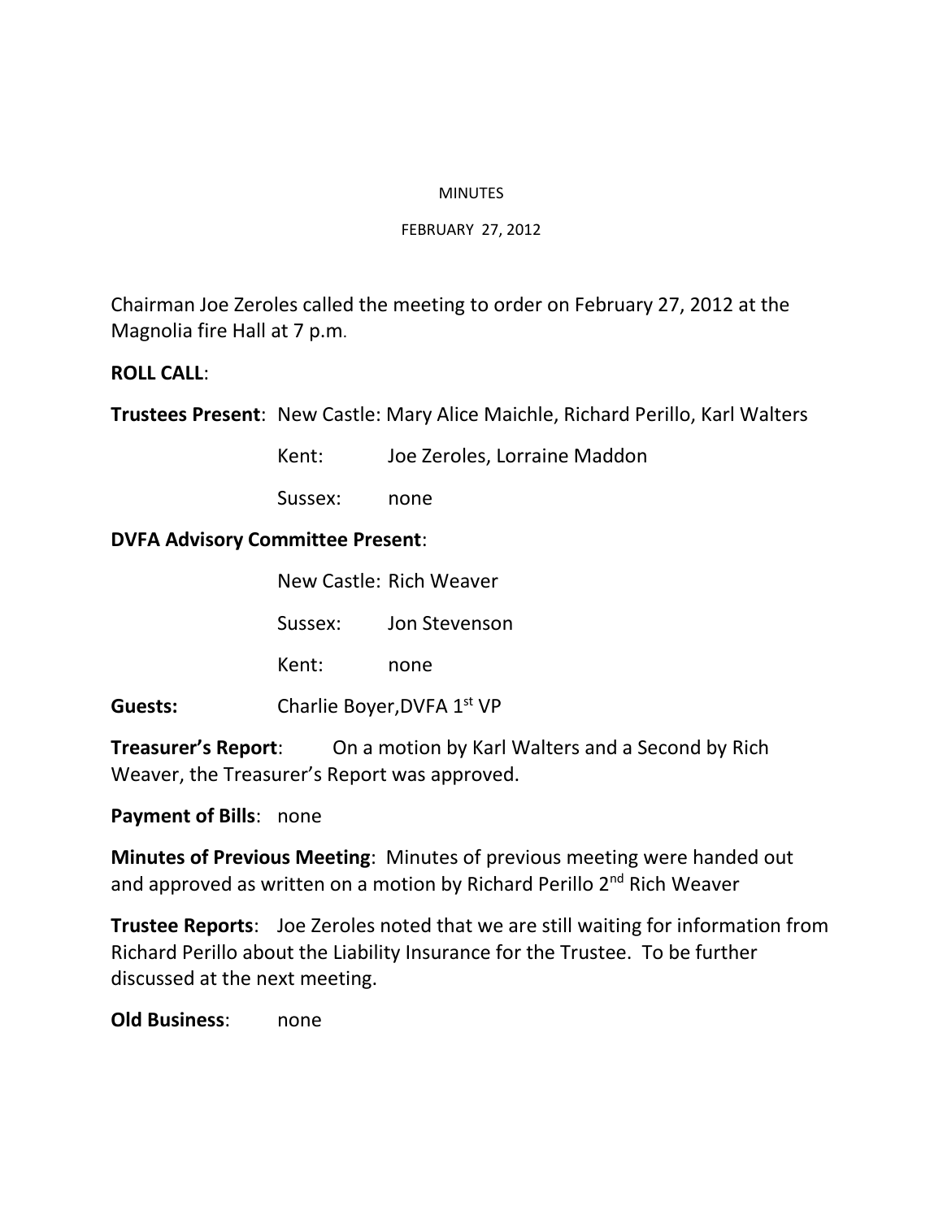MINUTES

FEBRUARY 27, 2012

Chairman Joe Zeroles called the meeting to order on February 27, 2012 at the Magnolia fire Hall at 7 p.m.

**ROLL CALL**:

**Trustees Present**: New Castle: Mary Alice Maichle, Richard Perillo, Karl Walters

Kent: Joe Zeroles, Lorraine Maddon

Sussex: none

**DVFA Advisory Committee Present**:

New Castle: Rich Weaver

Sussex: Jon Stevenson

Kent: none

**Guests:** Charlie Boyer,DVFA 1st VP

**Treasurer's Report**: On a motion by Karl Walters and a Second by Rich Weaver, the Treasurer's Report was approved.

**Payment of Bills**: none

**Minutes of Previous Meeting**: Minutes of previous meeting were handed out and approved as written on a motion by Richard Perillo 2nd Rich Weaver

**Trustee Reports**: Joe Zeroles noted that we are still waiting for information from Richard Perillo about the Liability Insurance for the Trustee. To be further discussed at the next meeting.

**Old Business**: none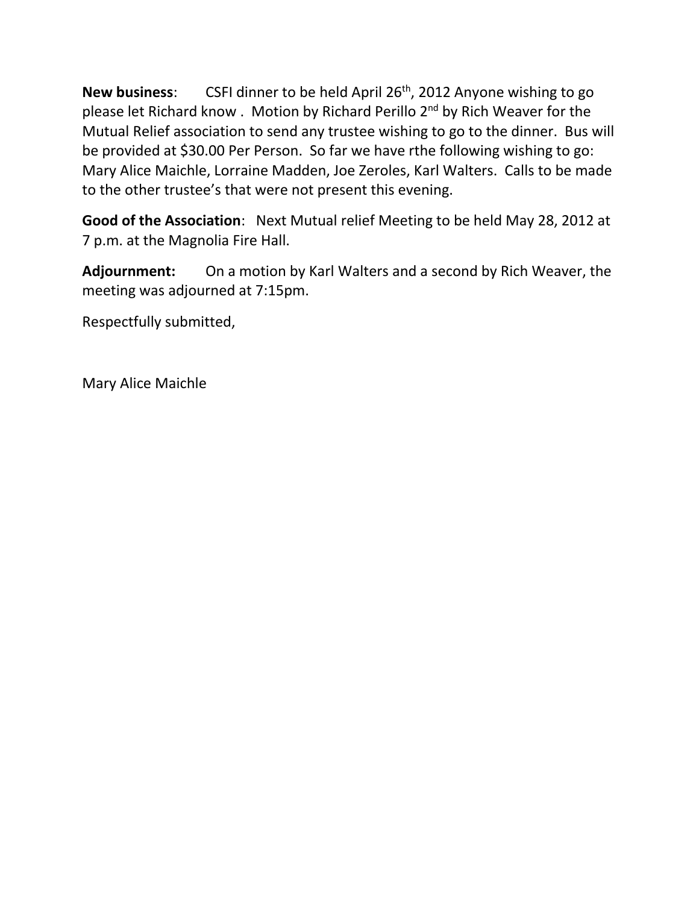**New business**: CSFI dinner to be held April 26th, 2012 Anyone wishing to go please let Richard know . Motion by Richard Perillo 2nd by Rich Weaver for the Mutual Relief association to send any trustee wishing to go to the dinner. Bus will be provided at $30.00 Per Person. So far we have rthe following wishing to go: Mary Alice Maichle, Lorraine Madden, Joe Zeroles, Karl Walters. Calls to be made to the other trustee's that were not present this evening.

**Good of the Association**: Next Mutual relief Meeting to be held May 28, 2012 at 7 p.m. at the Magnolia Fire Hall.

**Adjournment:** On a motion by Karl Walters and a second by Rich Weaver, the meeting was adjourned at 7:15pm.

Respectfully submitted,

Mary Alice Maichle